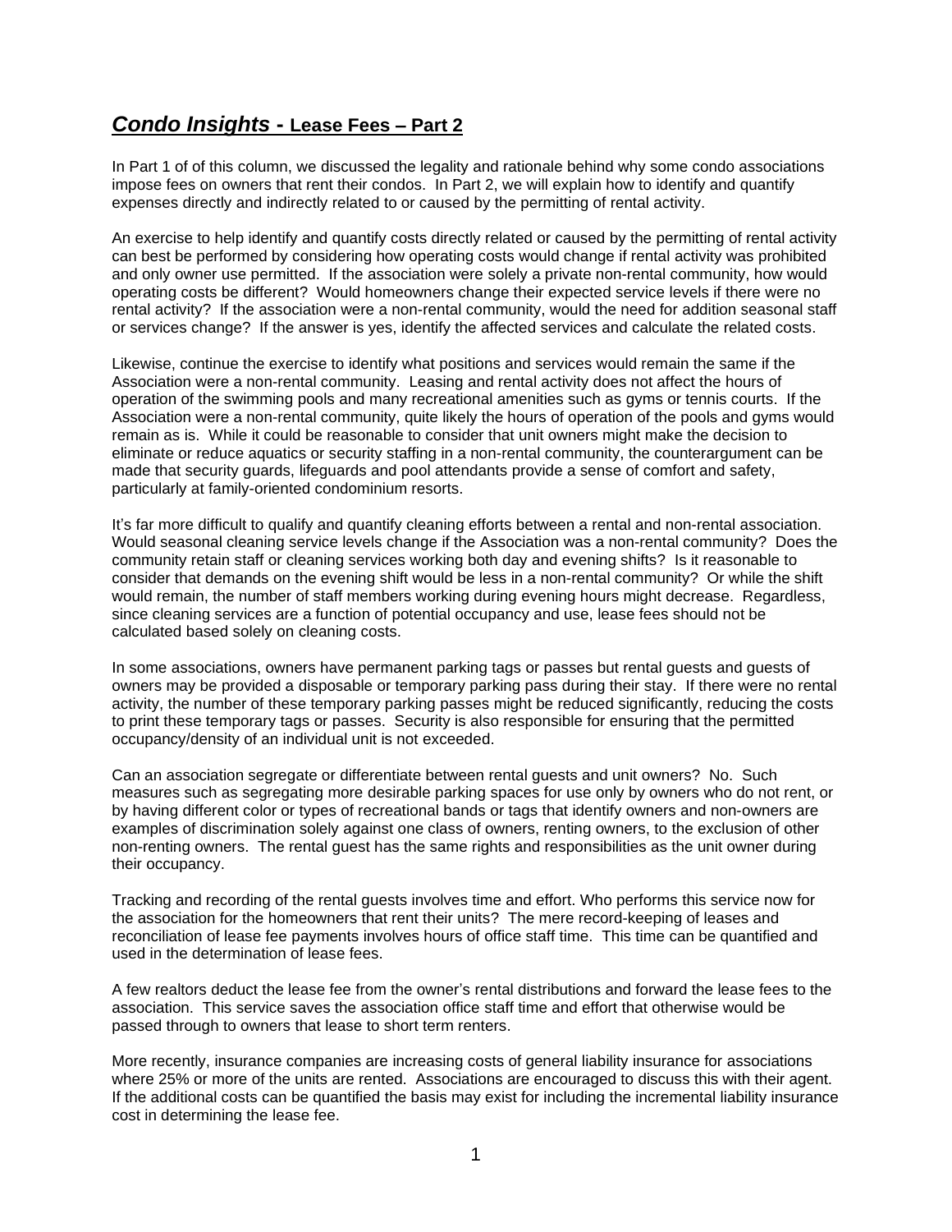## ***Condo Insights* - Lease Fees – Part 2**

In Part 1 of of this column, we discussed the legality and rationale behind why some condo associations impose fees on owners that rent their condos. In Part 2, we will explain how to identify and quantify expenses directly and indirectly related to or caused by the permitting of rental activity.

An exercise to help identify and quantify costs directly related or caused by the permitting of rental activity can best be performed by considering how operating costs would change if rental activity was prohibited and only owner use permitted. If the association were solely a private non-rental community, how would operating costs be different? Would homeowners change their expected service levels if there were no rental activity? If the association were a non-rental community, would the need for addition seasonal staff or services change? If the answer is yes, identify the affected services and calculate the related costs.

Likewise, continue the exercise to identify what positions and services would remain the same if the Association were a non-rental community. Leasing and rental activity does not affect the hours of operation of the swimming pools and many recreational amenities such as gyms or tennis courts. If the Association were a non-rental community, quite likely the hours of operation of the pools and gyms would remain as is. While it could be reasonable to consider that unit owners might make the decision to eliminate or reduce aquatics or security staffing in a non-rental community, the counterargument can be made that security guards, lifeguards and pool attendants provide a sense of comfort and safety, particularly at family-oriented condominium resorts.

It's far more difficult to qualify and quantify cleaning efforts between a rental and non-rental association. Would seasonal cleaning service levels change if the Association was a non-rental community? Does the community retain staff or cleaning services working both day and evening shifts? Is it reasonable to consider that demands on the evening shift would be less in a non-rental community? Or while the shift would remain, the number of staff members working during evening hours might decrease. Regardless, since cleaning services are a function of potential occupancy and use, lease fees should not be calculated based solely on cleaning costs.

In some associations, owners have permanent parking tags or passes but rental guests and guests of owners may be provided a disposable or temporary parking pass during their stay. If there were no rental activity, the number of these temporary parking passes might be reduced significantly, reducing the costs to print these temporary tags or passes. Security is also responsible for ensuring that the permitted occupancy/density of an individual unit is not exceeded.

Can an association segregate or differentiate between rental guests and unit owners? No. Such measures such as segregating more desirable parking spaces for use only by owners who do not rent, or by having different color or types of recreational bands or tags that identify owners and non-owners are examples of discrimination solely against one class of owners, renting owners, to the exclusion of other non-renting owners. The rental guest has the same rights and responsibilities as the unit owner during their occupancy.

Tracking and recording of the rental guests involves time and effort. Who performs this service now for the association for the homeowners that rent their units? The mere record-keeping of leases and reconciliation of lease fee payments involves hours of office staff time. This time can be quantified and used in the determination of lease fees.

A few realtors deduct the lease fee from the owner's rental distributions and forward the lease fees to the association. This service saves the association office staff time and effort that otherwise would be passed through to owners that lease to short term renters.

More recently, insurance companies are increasing costs of general liability insurance for associations where 25% or more of the units are rented. Associations are encouraged to discuss this with their agent. If the additional costs can be quantified the basis may exist for including the incremental liability insurance cost in determining the lease fee.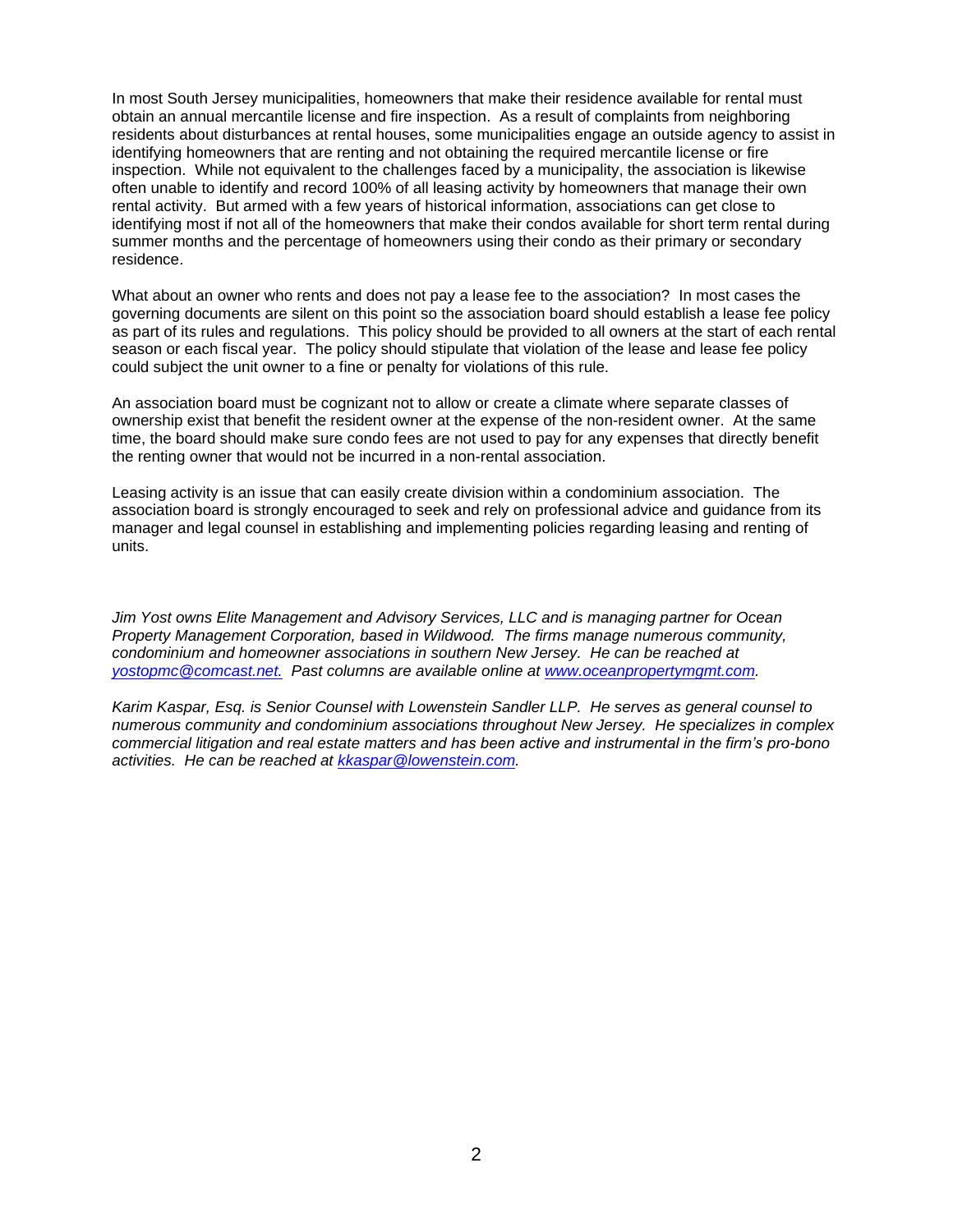In most South Jersey municipalities, homeowners that make their residence available for rental must obtain an annual mercantile license and fire inspection. As a result of complaints from neighboring residents about disturbances at rental houses, some municipalities engage an outside agency to assist in identifying homeowners that are renting and not obtaining the required mercantile license or fire inspection. While not equivalent to the challenges faced by a municipality, the association is likewise often unable to identify and record 100% of all leasing activity by homeowners that manage their own rental activity. But armed with a few years of historical information, associations can get close to identifying most if not all of the homeowners that make their condos available for short term rental during summer months and the percentage of homeowners using their condo as their primary or secondary residence.

What about an owner who rents and does not pay a lease fee to the association? In most cases the governing documents are silent on this point so the association board should establish a lease fee policy as part of its rules and regulations. This policy should be provided to all owners at the start of each rental season or each fiscal year. The policy should stipulate that violation of the lease and lease fee policy could subject the unit owner to a fine or penalty for violations of this rule.

An association board must be cognizant not to allow or create a climate where separate classes of ownership exist that benefit the resident owner at the expense of the non-resident owner. At the same time, the board should make sure condo fees are not used to pay for any expenses that directly benefit the renting owner that would not be incurred in a non-rental association.

Leasing activity is an issue that can easily create division within a condominium association. The association board is strongly encouraged to seek and rely on professional advice and guidance from its manager and legal counsel in establishing and implementing policies regarding leasing and renting of units.

*Jim Yost owns Elite Management and Advisory Services, LLC and is managing partner for Ocean Property Management Corporation, based in Wildwood. The firms manage numerous community, condominium and homeowner associations in southern New Jersey. He can be reached at yostopmc@comcast.net. Past columns are available online at www.oceanpropertymgmt.com.*

*Karim Kaspar, Esq. is Senior Counsel with Lowenstein Sandler LLP. He serves as general counsel to numerous community and condominium associations throughout New Jersey. He specializes in complex commercial litigation and real estate matters and has been active and instrumental in the firm's pro-bono activities. He can be reached at kkaspar@lowenstein.com.*